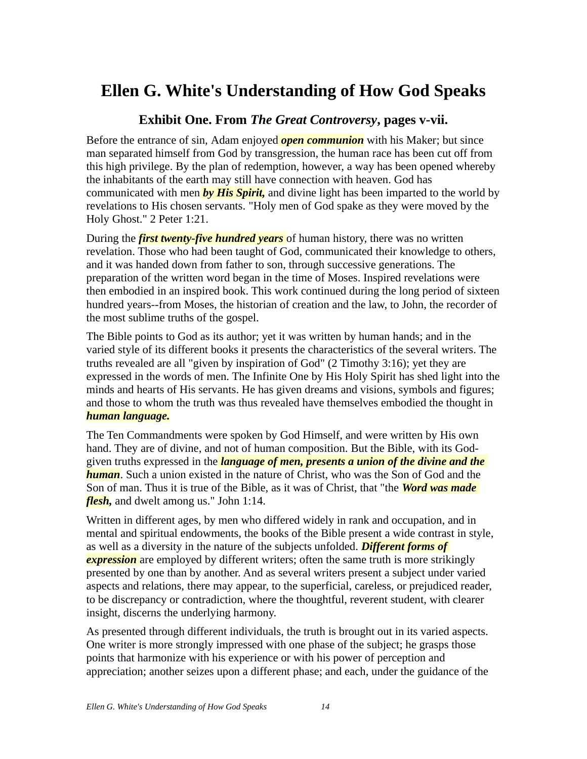# Ellen G. White's Understanding of How God Speaks

### Exhibit One. From *The Great Controversy*, pages v-vii.

Before the entrance of sin, Adam enjoyed ***open communion*** with his Maker; but since man separated himself from God by transgression, the human race has been cut off from this high privilege. By the plan of redemption, however, a way has been opened whereby the inhabitants of the earth may still have connection with heaven. God has communicated with men ***by His Spirit,*** and divine light has been imparted to the world by revelations to His chosen servants. "Holy men of God spake as they were moved by the Holy Ghost." 2 Peter 1:21.

During the ***first twenty-five hundred years*** of human history, there was no written revelation. Those who had been taught of God, communicated their knowledge to others, and it was handed down from father to son, through successive generations. The preparation of the written word began in the time of Moses. Inspired revelations were then embodied in an inspired book. This work continued during the long period of sixteen hundred years--from Moses, the historian of creation and the law, to John, the recorder of the most sublime truths of the gospel.

The Bible points to God as its author; yet it was written by human hands; and in the varied style of its different books it presents the characteristics of the several writers. The truths revealed are all "given by inspiration of God" (2 Timothy 3:16); yet they are expressed in the words of men. The Infinite One by His Holy Spirit has shed light into the minds and hearts of His servants. He has given dreams and visions, symbols and figures; and those to whom the truth was thus revealed have themselves embodied the thought in ***human language.***

The Ten Commandments were spoken by God Himself, and were written by His own hand. They are of divine, and not of human composition. But the Bible, with its God-given truths expressed in the ***language of men, presents a union of the divine and the human***. Such a union existed in the nature of Christ, who was the Son of God and the Son of man. Thus it is true of the Bible, as it was of Christ, that "the ***Word was made flesh,*** and dwelt among us." John 1:14.

Written in different ages, by men who differed widely in rank and occupation, and in mental and spiritual endowments, the books of the Bible present a wide contrast in style, as well as a diversity in the nature of the subjects unfolded. ***Different forms of expression*** are employed by different writers; often the same truth is more strikingly presented by one than by another. And as several writers present a subject under varied aspects and relations, there may appear, to the superficial, careless, or prejudiced reader, to be discrepancy or contradiction, where the thoughtful, reverent student, with clearer insight, discerns the underlying harmony.

As presented through different individuals, the truth is brought out in its varied aspects. One writer is more strongly impressed with one phase of the subject; he grasps those points that harmonize with his experience or with his power of perception and appreciation; another seizes upon a different phase; and each, under the guidance of the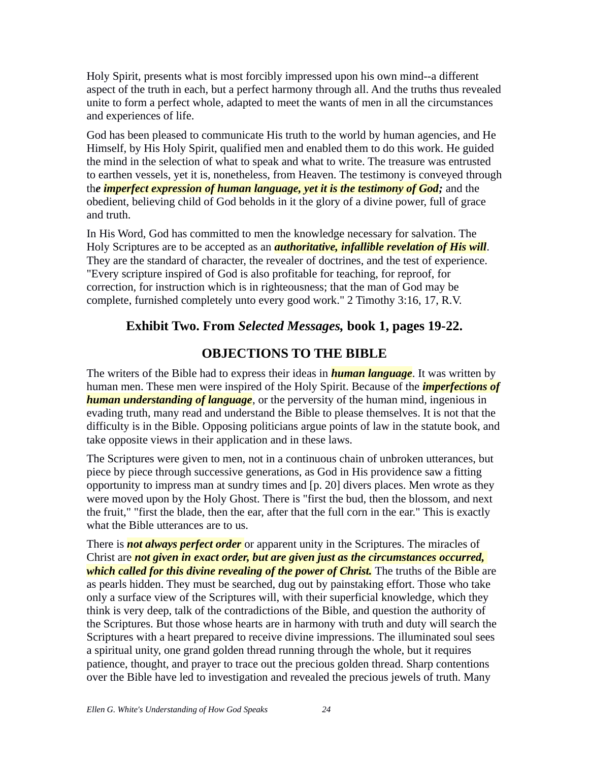Holy Spirit, presents what is most forcibly impressed upon his own mind--a different aspect of the truth in each, but a perfect harmony through all. And the truths thus revealed unite to form a perfect whole, adapted to meet the wants of men in all the circumstances and experiences of life.

God has been pleased to communicate His truth to the world by human agencies, and He Himself, by His Holy Spirit, qualified men and enabled them to do this work. He guided the mind in the selection of what to speak and what to write. The treasure was entrusted to earthen vessels, yet it is, nonetheless, from Heaven. The testimony is conveyed through th***e imperfect expression of human language, yet it is the testimony of God;*** and the obedient, believing child of God beholds in it the glory of a divine power, full of grace and truth.

In His Word, God has committed to men the knowledge necessary for salvation. The Holy Scriptures are to be accepted as an ***authoritative, infallible revelation of His will***. They are the standard of character, the revealer of doctrines, and the test of experience. "Every scripture inspired of God is also profitable for teaching, for reproof, for correction, for instruction which is in righteousness; that the man of God may be complete, furnished completely unto every good work." 2 Timothy 3:16, 17, R.V.

## Exhibit Two. From *Selected Messages,* book 1, pages 19-22.

## OBJECTIONS TO THE BIBLE

The writers of the Bible had to express their ideas in ***human language***. It was written by human men. These men were inspired of the Holy Spirit. Because of the ***imperfections of human understanding of language***, or the perversity of the human mind, ingenious in evading truth, many read and understand the Bible to please themselves. It is not that the difficulty is in the Bible. Opposing politicians argue points of law in the statute book, and take opposite views in their application and in these laws.

The Scriptures were given to men, not in a continuous chain of unbroken utterances, but piece by piece through successive generations, as God in His providence saw a fitting opportunity to impress man at sundry times and [p. 20] divers places. Men wrote as they were moved upon by the Holy Ghost. There is "first the bud, then the blossom, and next the fruit," "first the blade, then the ear, after that the full corn in the ear." This is exactly what the Bible utterances are to us.

There is ***not always perfect order*** or apparent unity in the Scriptures. The miracles of Christ are ***not given in exact order, but are given just as the circumstances occurred, which called for this divine revealing of the power of Christ.*** The truths of the Bible are as pearls hidden. They must be searched, dug out by painstaking effort. Those who take only a surface view of the Scriptures will, with their superficial knowledge, which they think is very deep, talk of the contradictions of the Bible, and question the authority of the Scriptures. But those whose hearts are in harmony with truth and duty will search the Scriptures with a heart prepared to receive divine impressions. The illuminated soul sees a spiritual unity, one grand golden thread running through the whole, but it requires patience, thought, and prayer to trace out the precious golden thread. Sharp contentions over the Bible have led to investigation and revealed the precious jewels of truth. Many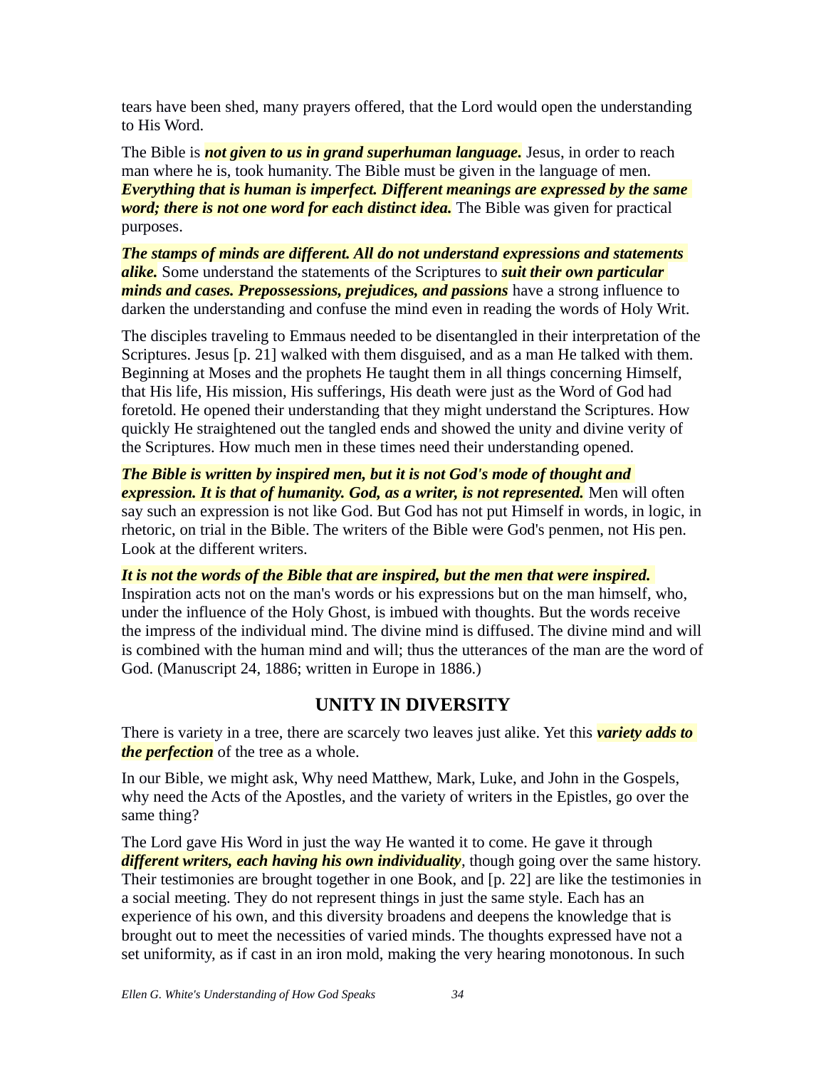tears have been shed, many prayers offered, that the Lord would open the understanding to His Word.

The Bible is ***not given to us in grand superhuman language.*** Jesus, in order to reach man where he is, took humanity. The Bible must be given in the language of men. ***Everything that is human is imperfect. Different meanings are expressed by the same word; there is not one word for each distinct idea.*** The Bible was given for practical purposes.

***The stamps of minds are different. All do not understand expressions and statements alike.*** Some understand the statements of the Scriptures to ***suit their own particular minds and cases. Prepossessions, prejudices, and passions*** have a strong influence to darken the understanding and confuse the mind even in reading the words of Holy Writ.

The disciples traveling to Emmaus needed to be disentangled in their interpretation of the Scriptures. Jesus [p. 21] walked with them disguised, and as a man He talked with them. Beginning at Moses and the prophets He taught them in all things concerning Himself, that His life, His mission, His sufferings, His death were just as the Word of God had foretold. He opened their understanding that they might understand the Scriptures. How quickly He straightened out the tangled ends and showed the unity and divine verity of the Scriptures. How much men in these times need their understanding opened.

***The Bible is written by inspired men, but it is not God's mode of thought and expression. It is that of humanity. God, as a writer, is not represented.*** Men will often say such an expression is not like God. But God has not put Himself in words, in logic, in rhetoric, on trial in the Bible. The writers of the Bible were God's penmen, not His pen. Look at the different writers.

***It is not the words of the Bible that are inspired, but the men that were inspired.*** Inspiration acts not on the man's words or his expressions but on the man himself, who, under the influence of the Holy Ghost, is imbued with thoughts. But the words receive the impress of the individual mind. The divine mind is diffused. The divine mind and will is combined with the human mind and will; thus the utterances of the man are the word of God. (Manuscript 24, 1886; written in Europe in 1886.)

## UNITY IN DIVERSITY

There is variety in a tree, there are scarcely two leaves just alike. Yet this ***variety adds to the perfection*** of the tree as a whole.

In our Bible, we might ask, Why need Matthew, Mark, Luke, and John in the Gospels, why need the Acts of the Apostles, and the variety of writers in the Epistles, go over the same thing?

The Lord gave His Word in just the way He wanted it to come. He gave it through ***different writers, each having his own individuality***, though going over the same history. Their testimonies are brought together in one Book, and [p. 22] are like the testimonies in a social meeting. They do not represent things in just the same style. Each has an experience of his own, and this diversity broadens and deepens the knowledge that is brought out to meet the necessities of varied minds. The thoughts expressed have not a set uniformity, as if cast in an iron mold, making the very hearing monotonous. In such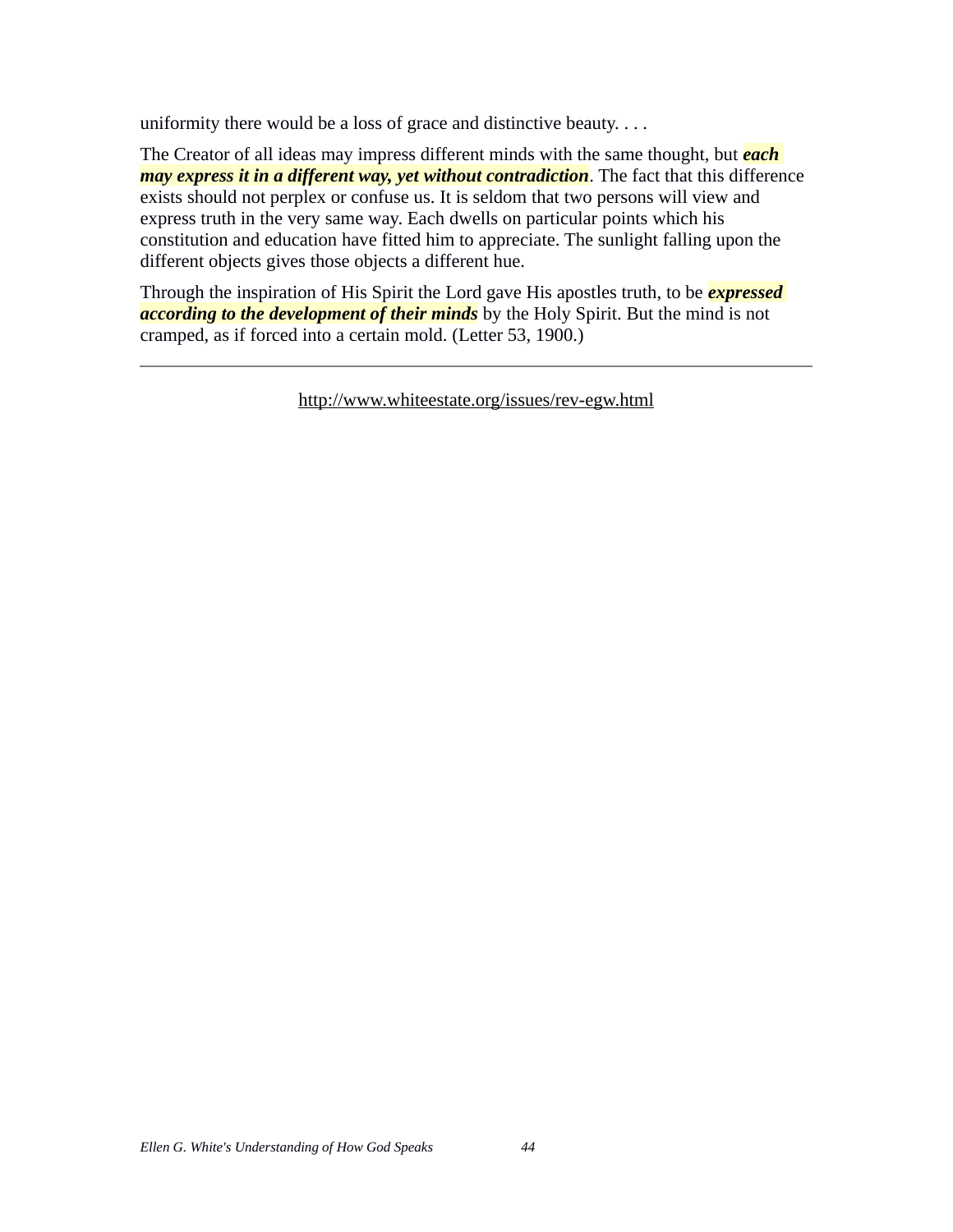uniformity there would be a loss of grace and distinctive beauty. . . .

The Creator of all ideas may impress different minds with the same thought, but ***each may express it in a different way, yet without contradiction***. The fact that this difference exists should not perplex or confuse us. It is seldom that two persons will view and express truth in the very same way. Each dwells on particular points which his constitution and education have fitted him to appreciate. The sunlight falling upon the different objects gives those objects a different hue.

Through the inspiration of His Spirit the Lord gave His apostles truth, to be ***expressed according to the development of their minds*** by the Holy Spirit. But the mind is not cramped, as if forced into a certain mold. (Letter 53, 1900.)

---

http://www.whiteestate.org/issues/rev-egw.html